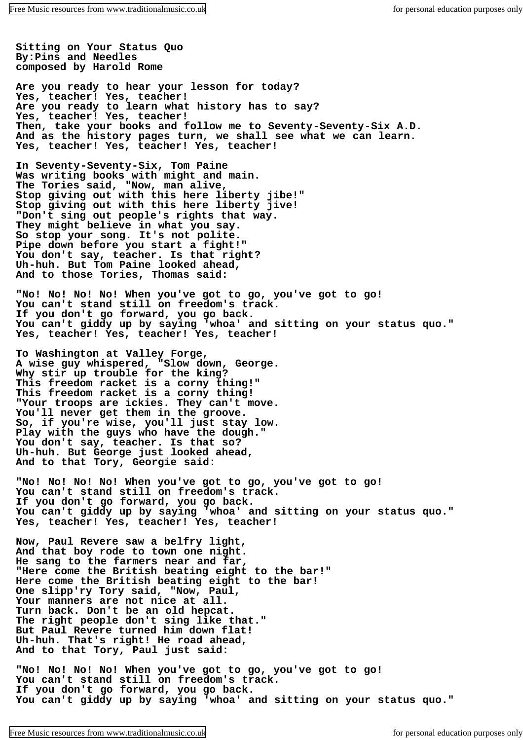**Sitting on Your Status Quo**
**By:Pins and Needles**
**composed by Harold Rome**

**Are you ready to hear your lesson for today?**
**Yes, teacher! Yes, teacher!**
**Are you ready to learn what history has to say?**
**Yes, teacher! Yes, teacher!**
**Then, take your books and follow me to Seventy-Seventy-Six A.D.**
**And as the history pages turn, we shall see what we can learn.**
**Yes, teacher! Yes, teacher! Yes, teacher!**

**In Seventy-Seventy-Six, Tom Paine**
**Was writing books with might and main.**
**The Tories said, "Now, man alive,**
**Stop giving out with this here liberty jibe!"**
**Stop giving out with this here liberty jive!**
**"Don't sing out people's rights that way.**
**They might believe in what you say.**
**So stop your song. It's not polite.**
**Pipe down before you start a fight!"**
**You don't say, teacher. Is that right?**
**Uh-huh. But Tom Paine looked ahead,**
**And to those Tories, Thomas said:**

**"No! No! No! No! When you've got to go, you've got to go!**
**You can't stand still on freedom's track.**
**If you don't go forward, you go back.**
**You can't giddy up by saying 'whoa' and sitting on your status quo."**
**Yes, teacher! Yes, teacher! Yes, teacher!**

**To Washington at Valley Forge,**
**A wise guy whispered, "Slow down, George.**
**Why stir up trouble for the king?**
**This freedom racket is a corny thing!"**
**This freedom racket is a corny thing!**
**"Your troops are ickies. They can't move.**
**You'll never get them in the groove.**
**So, if you're wise, you'll just stay low.**
**Play with the guys who have the dough."**
**You don't say, teacher. Is that so?**
**Uh-huh. But George just looked ahead,**
**And to that Tory, Georgie said:**

**"No! No! No! No! When you've got to go, you've got to go!**
**You can't stand still on freedom's track.**
**If you don't go forward, you go back.**
**You can't giddy up by saying 'whoa' and sitting on your status quo."**
**Yes, teacher! Yes, teacher! Yes, teacher!**

**Now, Paul Revere saw a belfry light,**
**And that boy rode to town one night.**
**He sang to the farmers near and far,**
**"Here come the British beating eight to the bar!"**
**Here come the British beating eight to the bar!**
**One slipp'ry Tory said, "Now, Paul,**
**Your manners are not nice at all.**
**Turn back. Don't be an old hepcat.**
**The right people don't sing like that."**
**But Paul Revere turned him down flat!**
**Uh-huh. That's right! He road ahead,**
**And to that Tory, Paul just said:**

**"No! No! No! No! When you've got to go, you've got to go!**
**You can't stand still on freedom's track.**
**If you don't go forward, you go back.**
**You can't giddy up by saying 'whoa' and sitting on your status quo."**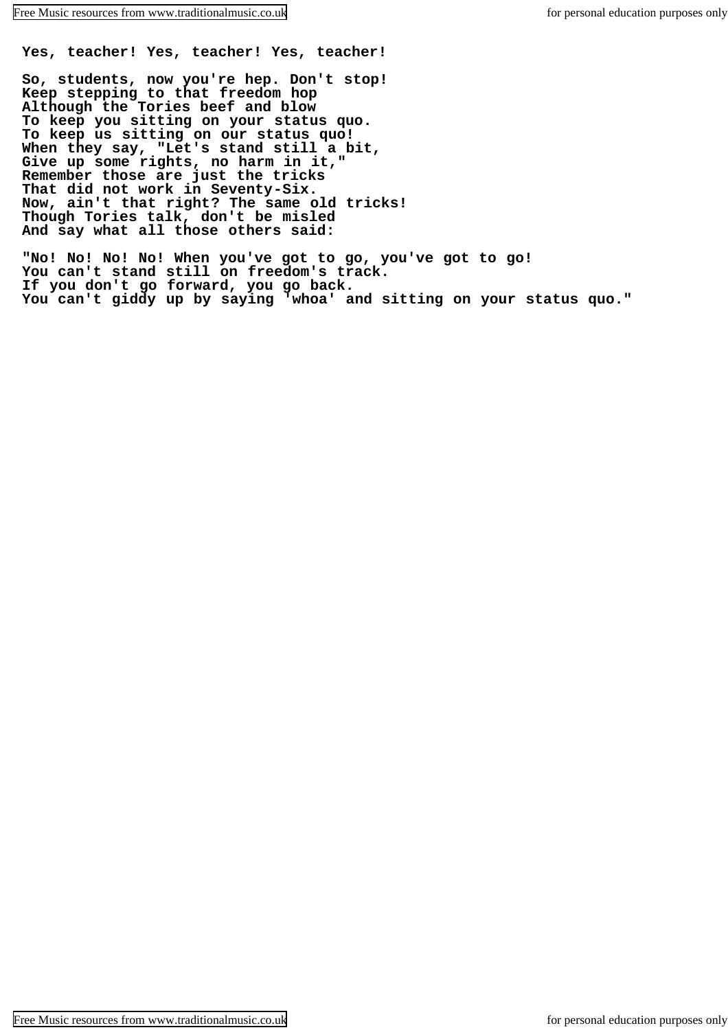**Yes, teacher! Yes, teacher! Yes, teacher!**

**So, students, now you're hep. Don't stop!**
**Keep stepping to that freedom hop**
**Although the Tories beef and blow**
**To keep you sitting on your status quo.**
**To keep us sitting on our status quo!**
**When they say, "Let's stand still a bit,**
**Give up some rights, no harm in it,"**
**Remember those are just the tricks**
**That did not work in Seventy-Six.**
**Now, ain't that right? The same old tricks!**
**Though Tories talk, don't be misled**
**And say what all those others said:**

**"No! No! No! No! When you've got to go, you've got to go!**
**You can't stand still on freedom's track.**
**If you don't go forward, you go back.**
**You can't giddy up by saying 'whoa' and sitting on your status quo."**